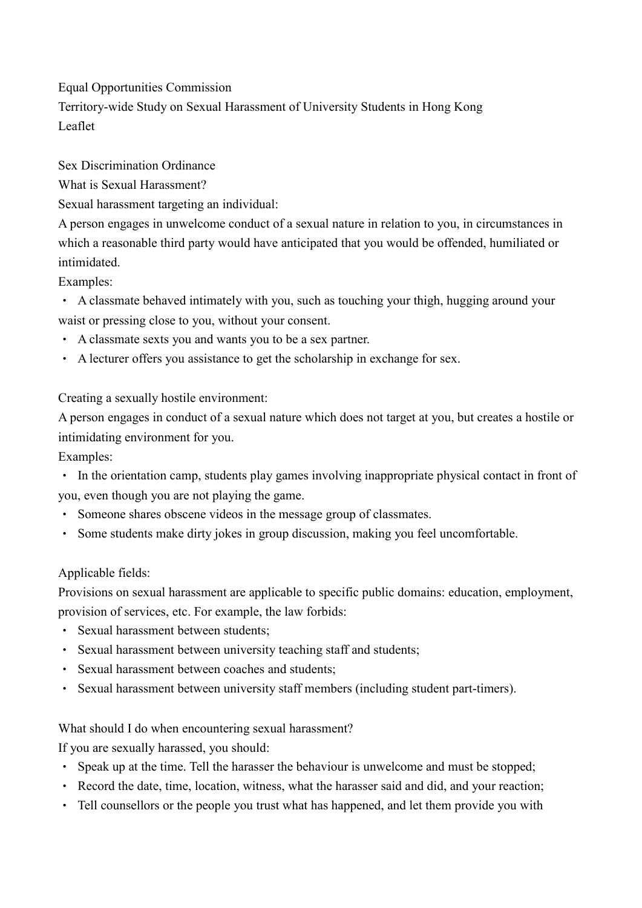Equal Opportunities Commission

Territory-wide Study on Sexual Harassment of University Students in Hong Kong

Leaflet

## Sex Discrimination Ordinance

### What is Sexual Harassment?

**Sexual harassment targeting an individual:**

A person engages in unwelcome conduct of a sexual nature in relation to you, in circumstances in which a reasonable third party would have anticipated that you would be offended, humiliated or intimidated.

Examples:

- A classmate behaved intimately with you, such as touching your thigh, hugging around your waist or pressing close to you, without your consent.
- A classmate sexts you and wants you to be a sex partner.
- A lecturer offers you assistance to get the scholarship in exchange for sex.

**Creating a sexually hostile environment:**

A person engages in conduct of a sexual nature which does not target at you, but creates a hostile or intimidating environment for you.

Examples:

- In the orientation camp, students play games involving inappropriate physical contact in front of you, even though you are not playing the game.
- Someone shares obscene videos in the message group of classmates.
- Some students make dirty jokes in group discussion, making you feel uncomfortable.

**Applicable fields:**

Provisions on sexual harassment are applicable to specific public domains: education, employment, provision of services, etc. For example, the law forbids:

- Sexual harassment between students;
- Sexual harassment between university teaching staff and students;
- Sexual harassment between coaches and students;
- Sexual harassment between university staff members (including student part-timers).

### What should I do when encountering sexual harassment?

If you are sexually harassed, you should:

- Speak up at the time. Tell the harasser the behaviour is unwelcome and must be stopped;
- Record the date, time, location, witness, what the harasser said and did, and your reaction;
- Tell counsellors or the people you trust what has happened, and let them provide you with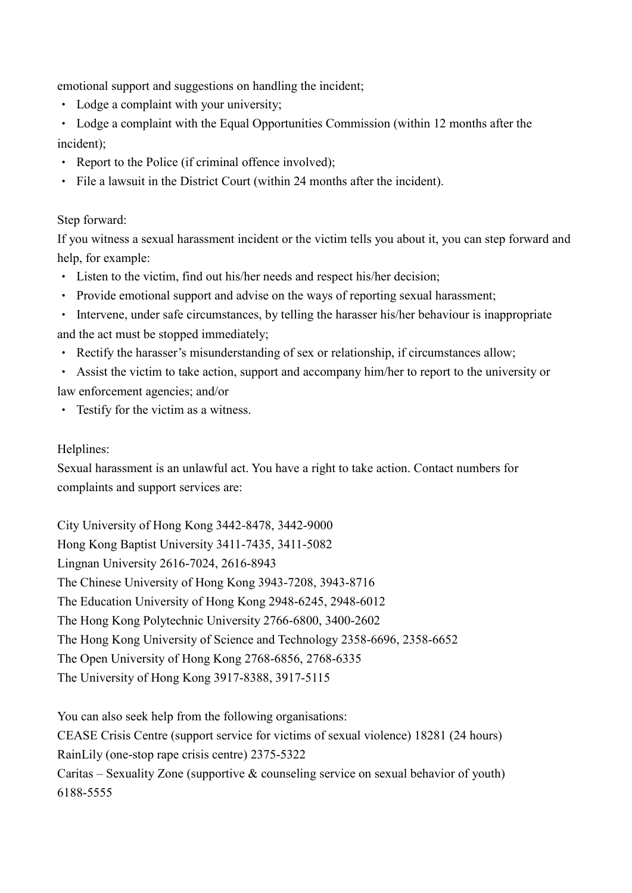emotional support and suggestions on handling the incident;

- Lodge a complaint with your university;
- Lodge a complaint with the Equal Opportunities Commission (within 12 months after the incident);
- Report to the Police (if criminal offence involved);
- File a lawsuit in the District Court (within 24 months after the incident).

Step forward:

If you witness a sexual harassment incident or the victim tells you about it, you can step forward and help, for example:

- Listen to the victim, find out his/her needs and respect his/her decision;
- Provide emotional support and advise on the ways of reporting sexual harassment;
- Intervene, under safe circumstances, by telling the harasser his/her behaviour is inappropriate and the act must be stopped immediately;
- Rectify the harasser's misunderstanding of sex or relationship, if circumstances allow;
- Assist the victim to take action, support and accompany him/her to report to the university or law enforcement agencies; and/or
- Testify for the victim as a witness.

Helplines:

Sexual harassment is an unlawful act. You have a right to take action. Contact numbers for complaints and support services are:

City University of Hong Kong 3442-8478, 3442-9000
Hong Kong Baptist University 3411-7435, 3411-5082
Lingnan University 2616-7024, 2616-8943
The Chinese University of Hong Kong 3943-7208, 3943-8716
The Education University of Hong Kong 2948-6245, 2948-6012
The Hong Kong Polytechnic University 2766-6800, 3400-2602
The Hong Kong University of Science and Technology 2358-6696, 2358-6652
The Open University of Hong Kong 2768-6856, 2768-6335
The University of Hong Kong 3917-8388, 3917-5115

You can also seek help from the following organisations:
CEASE Crisis Centre (support service for victims of sexual violence) 18281 (24 hours)
RainLily (one-stop rape crisis centre) 2375-5322
Caritas – Sexuality Zone (supportive & counseling service on sexual behavior of youth) 6188-5555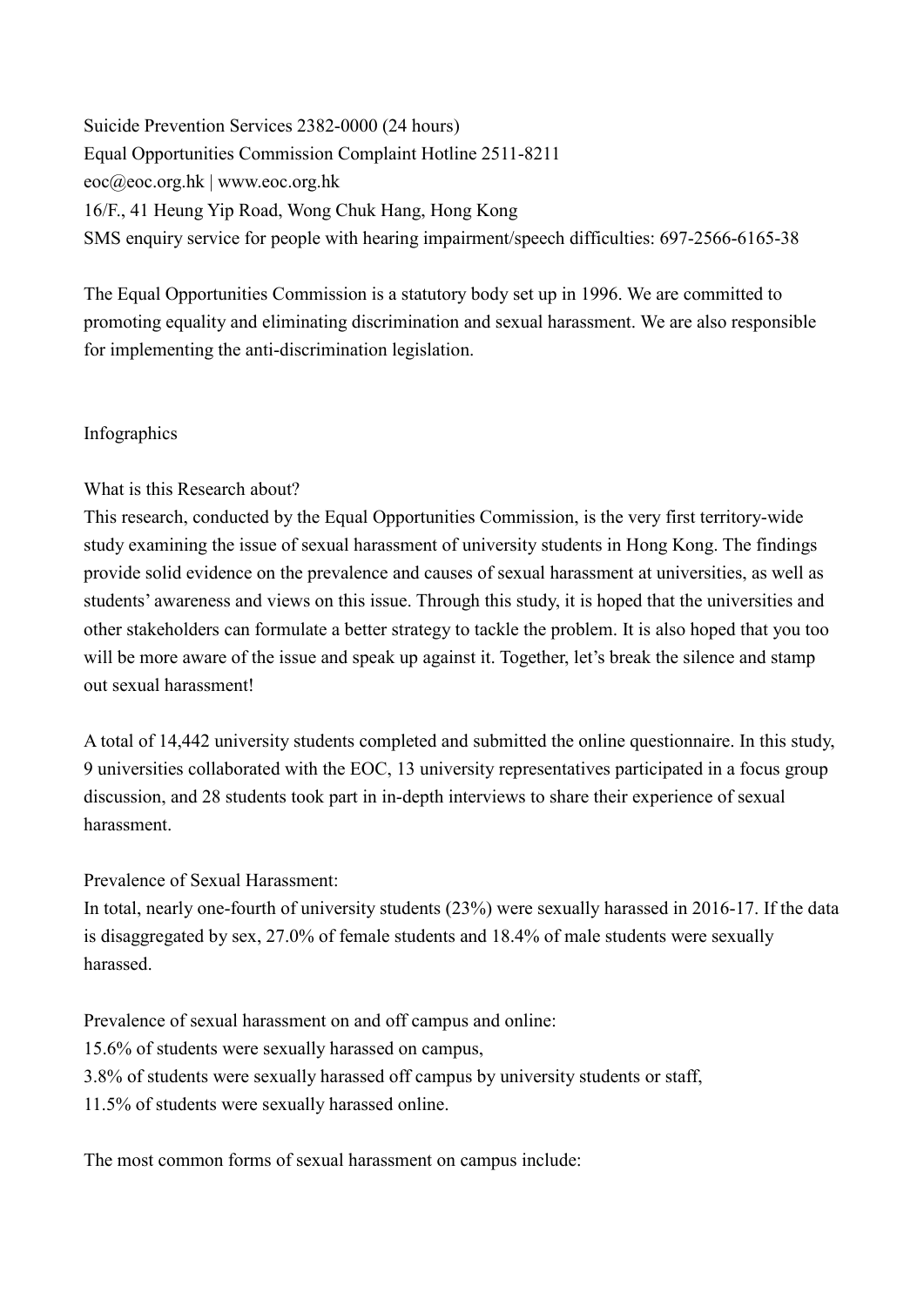Suicide Prevention Services 2382-0000 (24 hours)
Equal Opportunities Commission Complaint Hotline 2511-8211
eoc@eoc.org.hk | www.eoc.org.hk
16/F., 41 Heung Yip Road, Wong Chuk Hang, Hong Kong
SMS enquiry service for people with hearing impairment/speech difficulties: 697-2566-6165-38

The Equal Opportunities Commission is a statutory body set up in 1996. We are committed to promoting equality and eliminating discrimination and sexual harassment. We are also responsible for implementing the anti-discrimination legislation.

Infographics

What is this Research about?
This research, conducted by the Equal Opportunities Commission, is the very first territory-wide study examining the issue of sexual harassment of university students in Hong Kong. The findings provide solid evidence on the prevalence and causes of sexual harassment at universities, as well as students' awareness and views on this issue. Through this study, it is hoped that the universities and other stakeholders can formulate a better strategy to tackle the problem. It is also hoped that you too will be more aware of the issue and speak up against it. Together, let's break the silence and stamp out sexual harassment!

A total of 14,442 university students completed and submitted the online questionnaire. In this study, 9 universities collaborated with the EOC, 13 university representatives participated in a focus group discussion, and 28 students took part in in-depth interviews to share their experience of sexual harassment.

Prevalence of Sexual Harassment:
In total, nearly one-fourth of university students (23%) were sexually harassed in 2016-17. If the data is disaggregated by sex, 27.0% of female students and 18.4% of male students were sexually harassed.

Prevalence of sexual harassment on and off campus and online:
15.6% of students were sexually harassed on campus,
3.8% of students were sexually harassed off campus by university students or staff,
11.5% of students were sexually harassed online.

The most common forms of sexual harassment on campus include: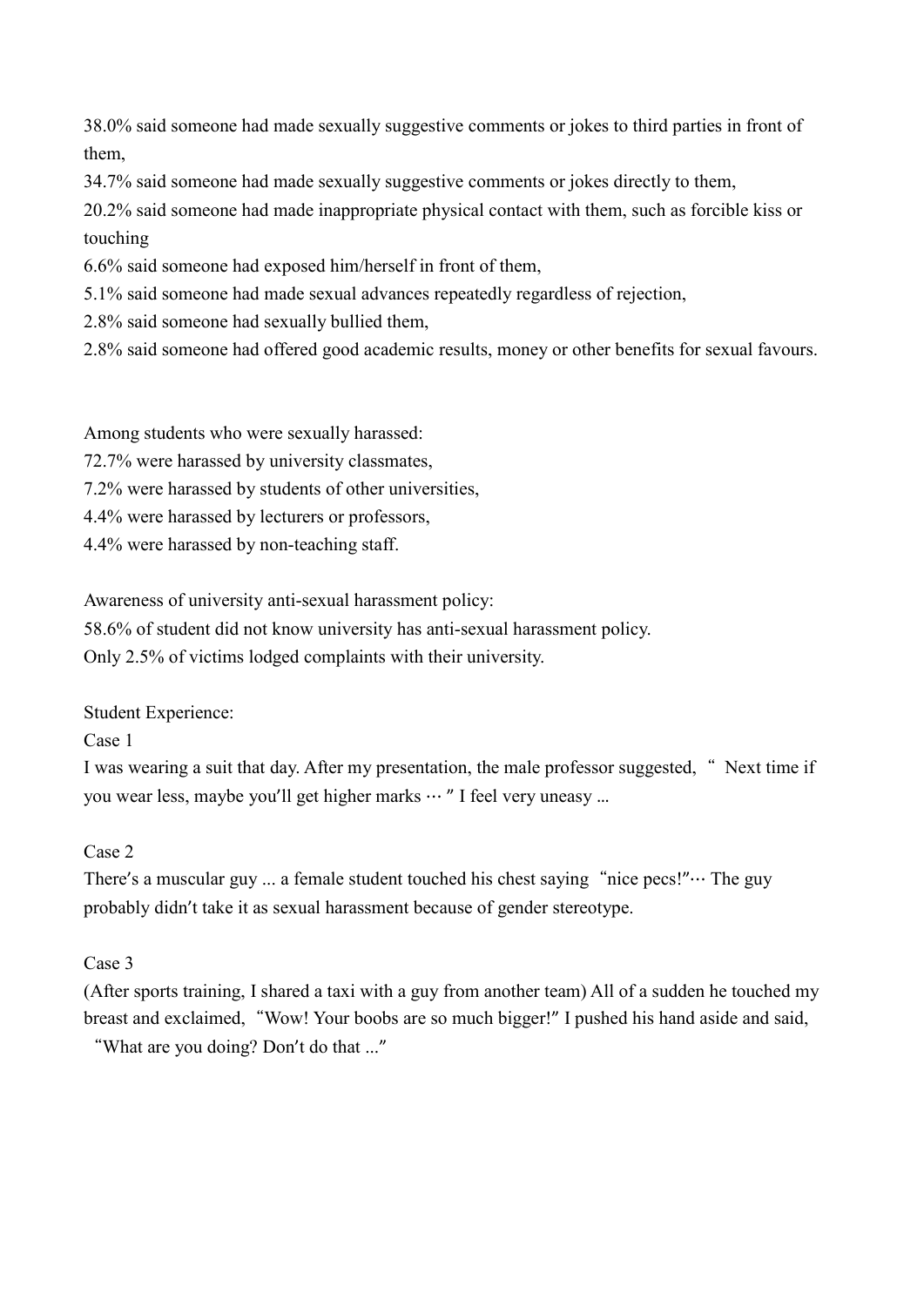38.0% said someone had made sexually suggestive comments or jokes to third parties in front of them,

34.7% said someone had made sexually suggestive comments or jokes directly to them,

20.2% said someone had made inappropriate physical contact with them, such as forcible kiss or touching

6.6% said someone had exposed him/herself in front of them,

5.1% said someone had made sexual advances repeatedly regardless of rejection,

2.8% said someone had sexually bullied them,

2.8% said someone had offered good academic results, money or other benefits for sexual favours.

Among students who were sexually harassed:

72.7% were harassed by university classmates,

7.2% were harassed by students of other universities,

4.4% were harassed by lecturers or professors,

4.4% were harassed by non-teaching staff.

Awareness of university anti-sexual harassment policy:

58.6% of student did not know university has anti-sexual harassment policy.

Only 2.5% of victims lodged complaints with their university.

Student Experience:

Case 1

I was wearing a suit that day. After my presentation, the male professor suggested, " Next time if you wear less, maybe you'll get higher marks … " I feel very uneasy ...

Case 2

There's a muscular guy ... a female student touched his chest saying "nice pecs!"… The guy probably didn't take it as sexual harassment because of gender stereotype.

Case 3

(After sports training, I shared a taxi with a guy from another team) All of a sudden he touched my breast and exclaimed, "Wow! Your boobs are so much bigger!" I pushed his hand aside and said, "What are you doing? Don't do that ..."